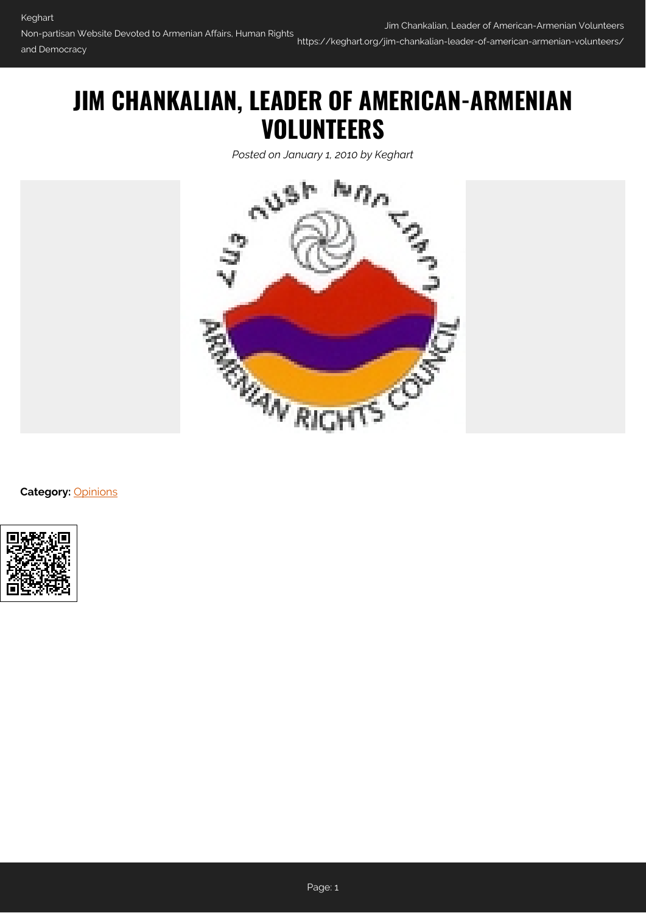# JIM CHANKALIAN, LEADER OF AMERICAN-ARMENIAN VOLUNTEERS

*Posted on January 1, 2010 by Keghart*

**Category:** Opinions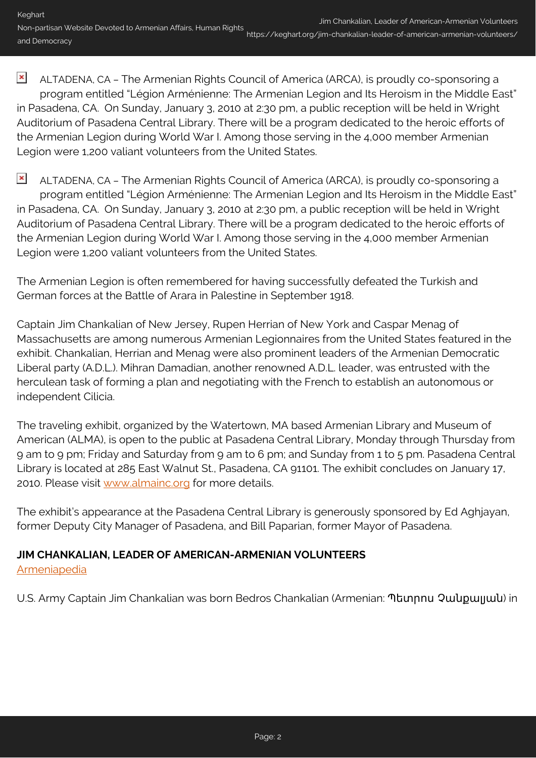ALTADENA, CA – The Armenian Rights Council of America (ARCA), is proudly co-sponsoring a program entitled “Légion Arménienne: The Armenian Legion and Its Heroism in the Middle East” in Pasadena, CA.  On Sunday, January 3, 2010 at 2:30 pm, a public reception will be held in Wright Auditorium of Pasadena Central Library. There will be a program dedicated to the heroic efforts of the Armenian Legion during World War I. Among those serving in the 4,000 member Armenian Legion were 1,200 valiant volunteers from the United States.

ALTADENA, CA – The Armenian Rights Council of America (ARCA), is proudly co-sponsoring a program entitled “Légion Arménienne: The Armenian Legion and Its Heroism in the Middle East” in Pasadena, CA.  On Sunday, January 3, 2010 at 2:30 pm, a public reception will be held in Wright Auditorium of Pasadena Central Library. There will be a program dedicated to the heroic efforts of the Armenian Legion during World War I. Among those serving in the 4,000 member Armenian Legion were 1,200 valiant volunteers from the United States.

The Armenian Legion is often remembered for having successfully defeated the Turkish and German forces at the Battle of Arara in Palestine in September 1918.

Captain Jim Chankalian of New Jersey, Rupen Herrian of New York and Caspar Menag of Massachusetts are among numerous Armenian Legionnaires from the United States featured in the exhibit. Chankalian, Herrian and Menag were also prominent leaders of the Armenian Democratic Liberal party (A.D.L.). Mihran Damadian, another renowned A.D.L. leader, was entrusted with the herculean task of forming a plan and negotiating with the French to establish an autonomous or independent Cilicia.

The traveling exhibit, organized by the Watertown, MA based Armenian Library and Museum of American (ALMA), is open to the public at Pasadena Central Library, Monday through Thursday from 9 am to 9 pm; Friday and Saturday from 9 am to 6 pm; and Sunday from 1 to 5 pm. Pasadena Central Library is located at 285 East Walnut St., Pasadena, CA 91101. The exhibit concludes on January 17, 2010. Please visit www.almainc.org for more details.

The exhibit's appearance at the Pasadena Central Library is generously sponsored by Ed Aghjayan, former Deputy City Manager of Pasadena, and Bill Paparian, former Mayor of Pasadena.

**JIM CHANKALIAN, LEADER OF AMERICAN-ARMENIAN VOLUNTEERS**

Armeniapedia

U.S. Army Captain Jim Chankalian was born Bedros Chankalian (Armenian: Պետրոս Չանքալյան) in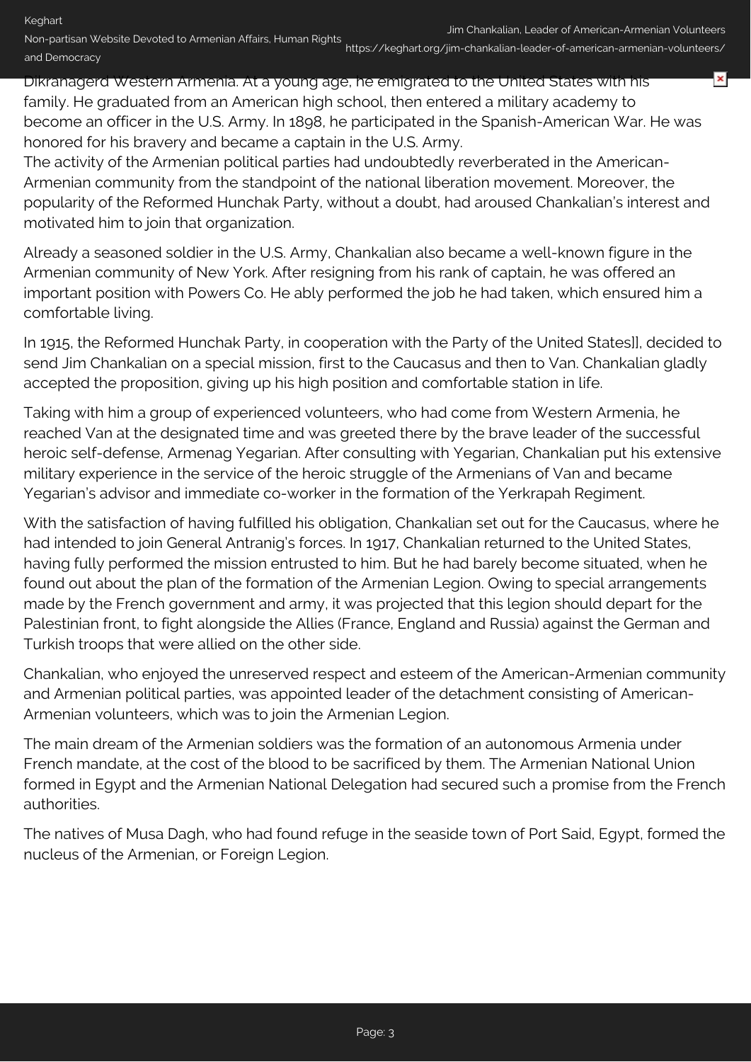Dikranagerd Western Armenia. At a young age, he emigrated to the United States with his family. He graduated from an American high school, then entered a military academy to become an officer in the U.S. Army. In 1898, he participated in the Spanish-American War. He was honored for his bravery and became a captain in the U.S. Army.
The activity of the Armenian political parties had undoubtedly reverberated in the American-Armenian community from the standpoint of the national liberation movement. Moreover, the popularity of the Reformed Hunchak Party, without a doubt, had aroused Chankalian's interest and motivated him to join that organization.

Already a seasoned soldier in the U.S. Army, Chankalian also became a well-known figure in the Armenian community of New York. After resigning from his rank of captain, he was offered an important position with Powers Co. He ably performed the job he had taken, which ensured him a comfortable living.

In 1915, the Reformed Hunchak Party, in cooperation with the Party of the United States]], decided to send Jim Chankalian on a special mission, first to the Caucasus and then to Van. Chankalian gladly accepted the proposition, giving up his high position and comfortable station in life.

Taking with him a group of experienced volunteers, who had come from Western Armenia, he reached Van at the designated time and was greeted there by the brave leader of the successful heroic self-defense, Armenag Yegarian. After consulting with Yegarian, Chankalian put his extensive military experience in the service of the heroic struggle of the Armenians of Van and became Yegarian's advisor and immediate co-worker in the formation of the Yerkrapah Regiment.

With the satisfaction of having fulfilled his obligation, Chankalian set out for the Caucasus, where he had intended to join General Antranig's forces. In 1917, Chankalian returned to the United States, having fully performed the mission entrusted to him. But he had barely become situated, when he found out about the plan of the formation of the Armenian Legion. Owing to special arrangements made by the French government and army, it was projected that this legion should depart for the Palestinian front, to fight alongside the Allies (France, England and Russia) against the German and Turkish troops that were allied on the other side.

Chankalian, who enjoyed the unreserved respect and esteem of the American-Armenian community and Armenian political parties, was appointed leader of the detachment consisting of American-Armenian volunteers, which was to join the Armenian Legion.

The main dream of the Armenian soldiers was the formation of an autonomous Armenia under French mandate, at the cost of the blood to be sacrificed by them. The Armenian National Union formed in Egypt and the Armenian National Delegation had secured such a promise from the French authorities.

The natives of Musa Dagh, who had found refuge in the seaside town of Port Said, Egypt, formed the nucleus of the Armenian, or Foreign Legion.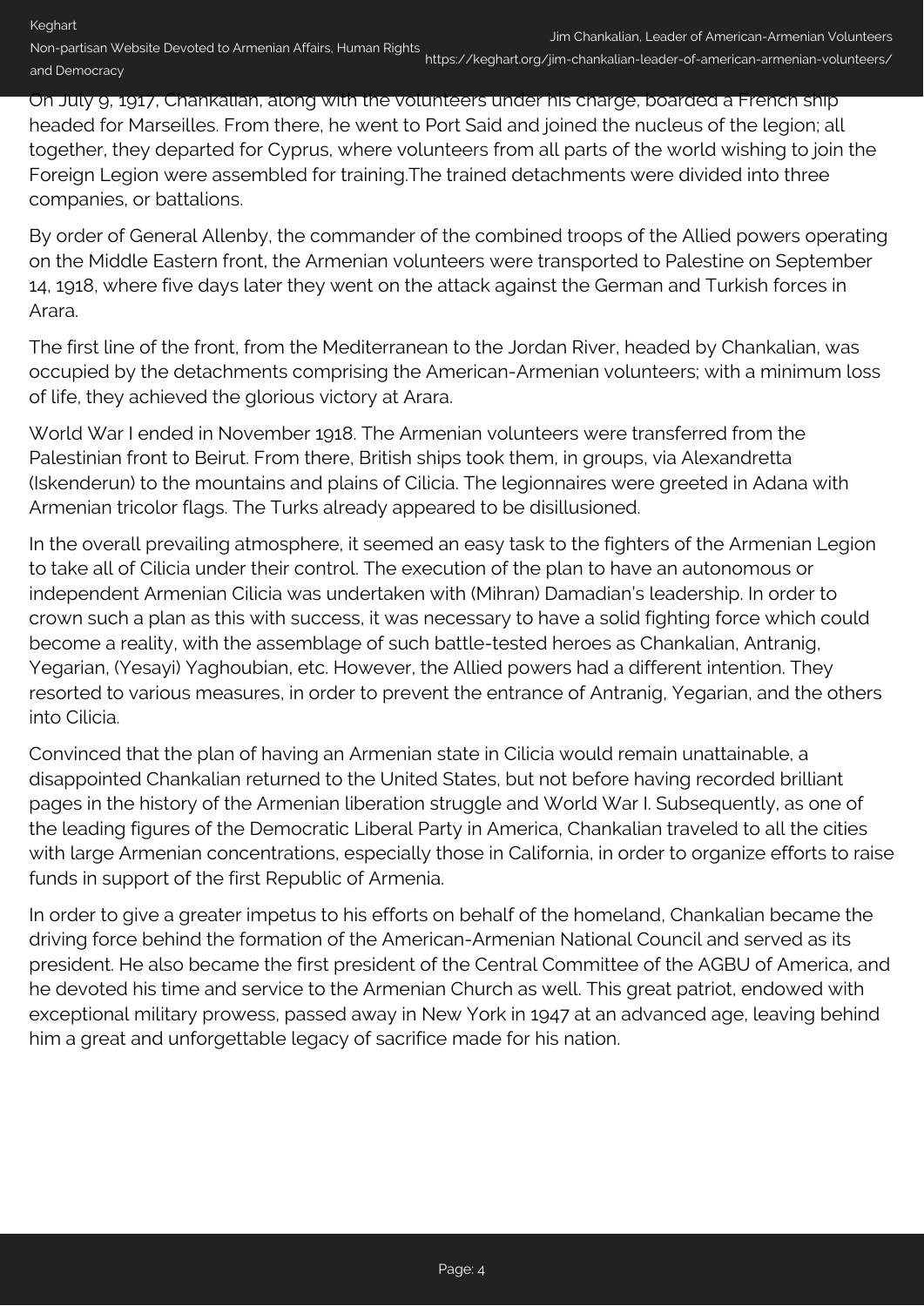On July 9, 1917, Chankalian, along with the volunteers under his charge, boarded a French ship headed for Marseilles. From there, he went to Port Said and joined the nucleus of the legion; all together, they departed for Cyprus, where volunteers from all parts of the world wishing to join the Foreign Legion were assembled for training.The trained detachments were divided into three companies, or battalions.

By order of General Allenby, the commander of the combined troops of the Allied powers operating on the Middle Eastern front, the Armenian volunteers were transported to Palestine on September 14, 1918, where five days later they went on the attack against the German and Turkish forces in Arara.

The first line of the front, from the Mediterranean to the Jordan River, headed by Chankalian, was occupied by the detachments comprising the American-Armenian volunteers; with a minimum loss of life, they achieved the glorious victory at Arara.

World War I ended in November 1918. The Armenian volunteers were transferred from the Palestinian front to Beirut. From there, British ships took them, in groups, via Alexandretta (Iskenderun) to the mountains and plains of Cilicia. The legionnaires were greeted in Adana with Armenian tricolor flags. The Turks already appeared to be disillusioned.

In the overall prevailing atmosphere, it seemed an easy task to the fighters of the Armenian Legion to take all of Cilicia under their control. The execution of the plan to have an autonomous or independent Armenian Cilicia was undertaken with (Mihran) Damadian's leadership. In order to crown such a plan as this with success, it was necessary to have a solid fighting force which could become a reality, with the assemblage of such battle-tested heroes as Chankalian, Antranig, Yegarian, (Yesayi) Yaghoubian, etc. However, the Allied powers had a different intention. They resorted to various measures, in order to prevent the entrance of Antranig, Yegarian, and the others into Cilicia.

Convinced that the plan of having an Armenian state in Cilicia would remain unattainable, a disappointed Chankalian returned to the United States, but not before having recorded brilliant pages in the history of the Armenian liberation struggle and World War I. Subsequently, as one of the leading figures of the Democratic Liberal Party in America, Chankalian traveled to all the cities with large Armenian concentrations, especially those in California, in order to organize efforts to raise funds in support of the first Republic of Armenia.

In order to give a greater impetus to his efforts on behalf of the homeland, Chankalian became the driving force behind the formation of the American-Armenian National Council and served as its president. He also became the first president of the Central Committee of the AGBU of America, and he devoted his time and service to the Armenian Church as well. This great patriot, endowed with exceptional military prowess, passed away in New York in 1947 at an advanced age, leaving behind him a great and unforgettable legacy of sacrifice made for his nation.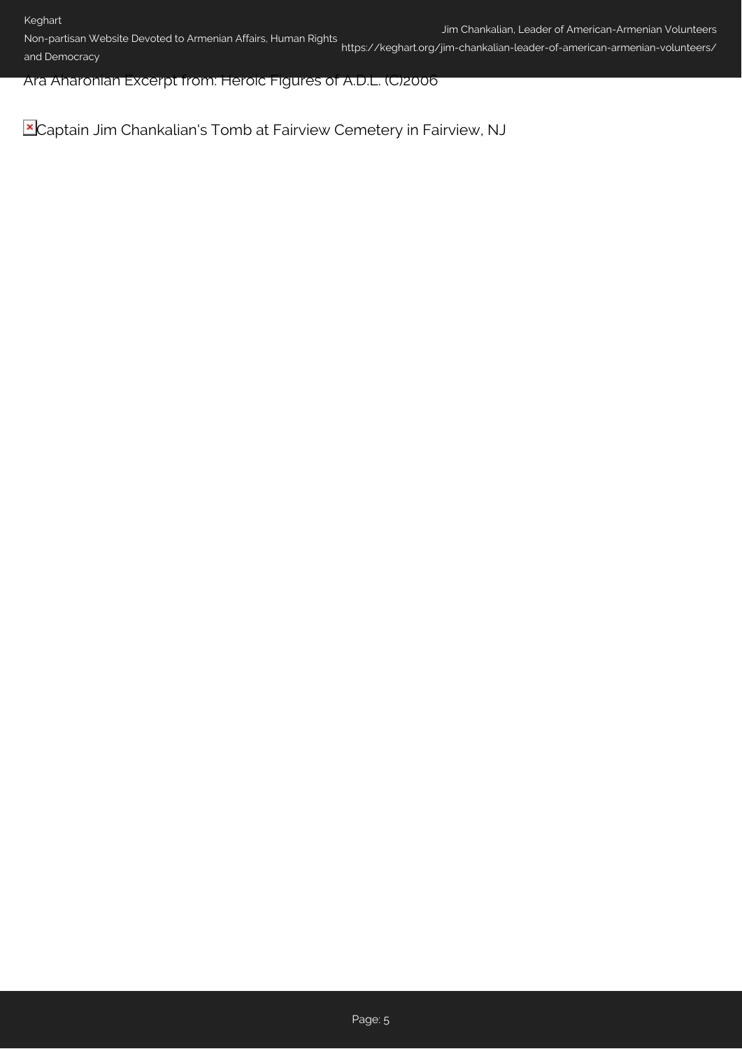Ara Aharonian Excerpt from: Heroic Figures of A.D.L. (C)2006

Captain Jim Chankalian's Tomb at Fairview Cemetery in Fairview, NJ